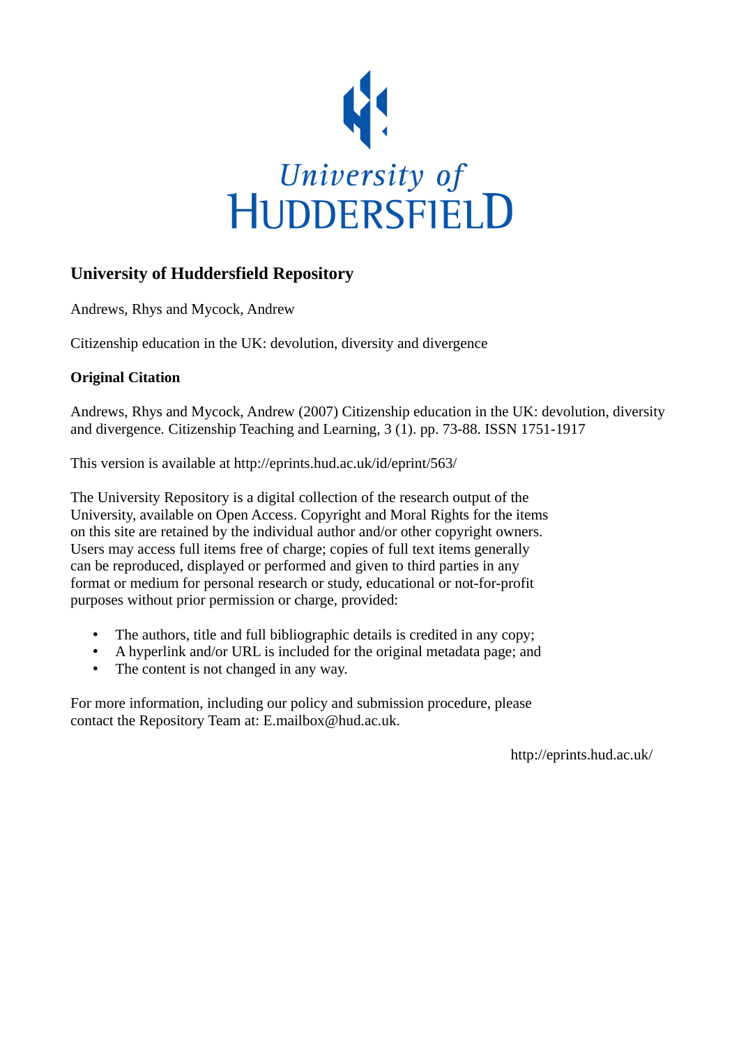University of Huddersfield

# University of Huddersfield Repository

Andrews, Rhys and Mycock, Andrew

Citizenship education in the UK: devolution, diversity and divergence

### Original Citation

Andrews, Rhys and Mycock, Andrew (2007) Citizenship education in the UK: devolution, diversity and divergence. Citizenship Teaching and Learning, 3 (1). pp. 73-88. ISSN 1751-1917

This version is available at http://eprints.hud.ac.uk/id/eprint/563/

The University Repository is a digital collection of the research output of the University, available on Open Access. Copyright and Moral Rights for the items on this site are retained by the individual author and/or other copyright owners. Users may access full items free of charge; copies of full text items generally can be reproduced, displayed or performed and given to third parties in any format or medium for personal research or study, educational or not-for-profit purposes without prior permission or charge, provided:

- The authors, title and full bibliographic details is credited in any copy;
- A hyperlink and/or URL is included for the original metadata page; and
- The content is not changed in any way.

For more information, including our policy and submission procedure, please contact the Repository Team at: E.mailbox@hud.ac.uk.

http://eprints.hud.ac.uk/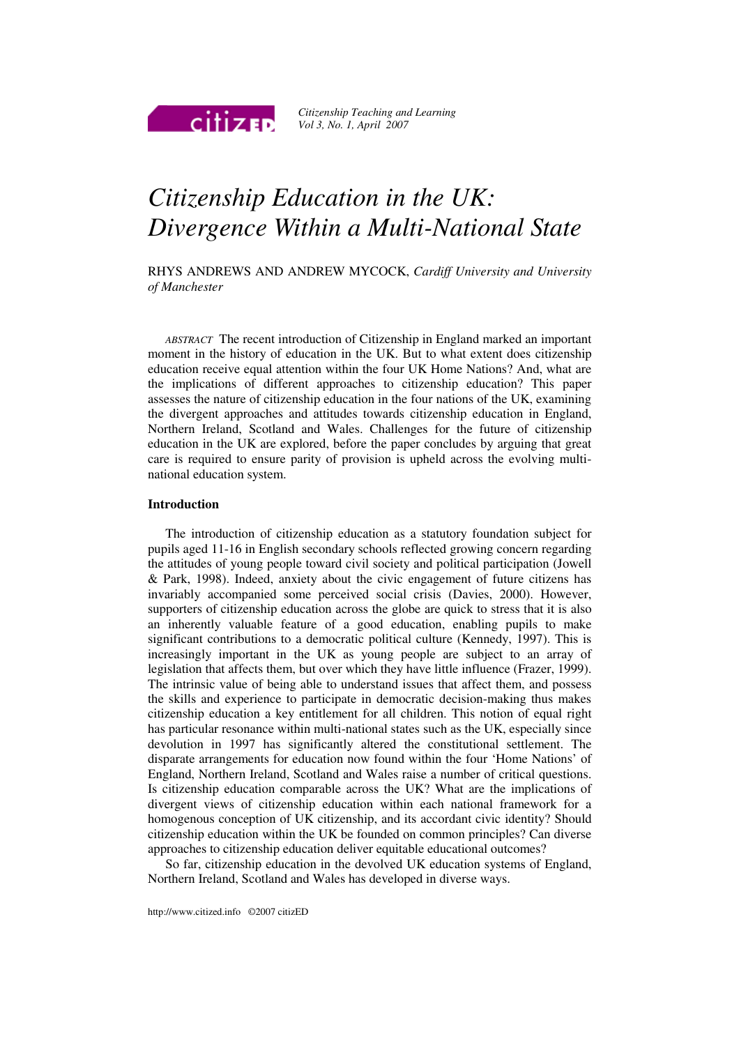# *Citizenship Education in the UK: Divergence Within a Multi-National State*

RHYS ANDREWS AND ANDREW MYCOCK, *Cardiff University and University of Manchester*

*ABSTRACT* The recent introduction of Citizenship in England marked an important moment in the history of education in the UK. But to what extent does citizenship education receive equal attention within the four UK Home Nations? And, what are the implications of different approaches to citizenship education? This paper assesses the nature of citizenship education in the four nations of the UK, examining the divergent approaches and attitudes towards citizenship education in England, Northern Ireland, Scotland and Wales. Challenges for the future of citizenship education in the UK are explored, before the paper concludes by arguing that great care is required to ensure parity of provision is upheld across the evolving multi-national education system.

## Introduction

The introduction of citizenship education as a statutory foundation subject for pupils aged 11-16 in English secondary schools reflected growing concern regarding the attitudes of young people toward civil society and political participation (Jowell & Park, 1998). Indeed, anxiety about the civic engagement of future citizens has invariably accompanied some perceived social crisis (Davies, 2000). However, supporters of citizenship education across the globe are quick to stress that it is also an inherently valuable feature of a good education, enabling pupils to make significant contributions to a democratic political culture (Kennedy, 1997). This is increasingly important in the UK as young people are subject to an array of legislation that affects them, but over which they have little influence (Frazer, 1999). The intrinsic value of being able to understand issues that affect them, and possess the skills and experience to participate in democratic decision-making thus makes citizenship education a key entitlement for all children. This notion of equal right has particular resonance within multi-national states such as the UK, especially since devolution in 1997 has significantly altered the constitutional settlement. The disparate arrangements for education now found within the four 'Home Nations' of England, Northern Ireland, Scotland and Wales raise a number of critical questions. Is citizenship education comparable across the UK? What are the implications of divergent views of citizenship education within each national framework for a homogenous conception of UK citizenship, and its accordant civic identity? Should citizenship education within the UK be founded on common principles? Can diverse approaches to citizenship education deliver equitable educational outcomes?

So far, citizenship education in the devolved UK education systems of England, Northern Ireland, Scotland and Wales has developed in diverse ways.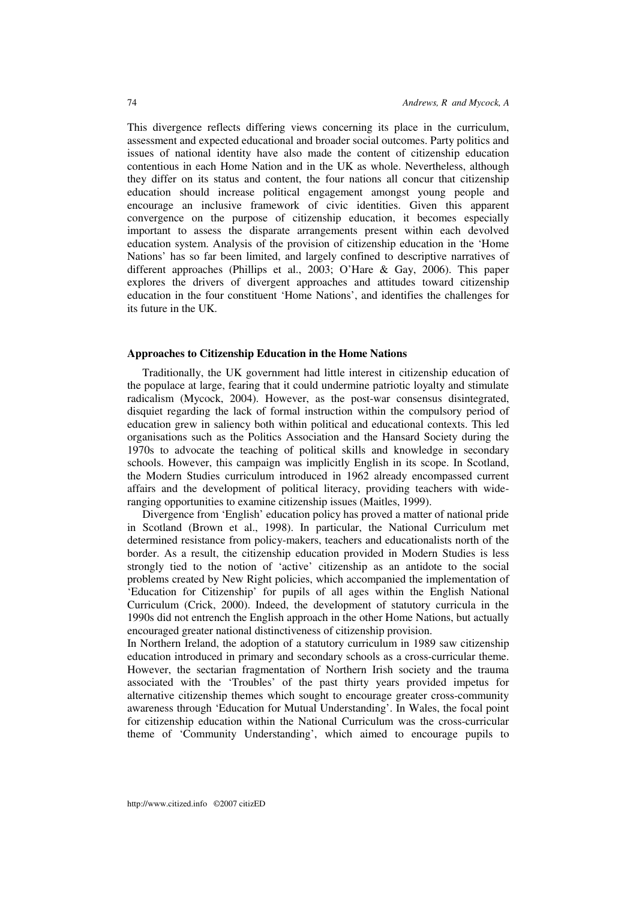This divergence reflects differing views concerning its place in the curriculum, assessment and expected educational and broader social outcomes. Party politics and issues of national identity have also made the content of citizenship education contentious in each Home Nation and in the UK as whole. Nevertheless, although they differ on its status and content, the four nations all concur that citizenship education should increase political engagement amongst young people and encourage an inclusive framework of civic identities. Given this apparent convergence on the purpose of citizenship education, it becomes especially important to assess the disparate arrangements present within each devolved education system. Analysis of the provision of citizenship education in the 'Home Nations' has so far been limited, and largely confined to descriptive narratives of different approaches (Phillips et al., 2003; O'Hare & Gay, 2006). This paper explores the drivers of divergent approaches and attitudes toward citizenship education in the four constituent 'Home Nations', and identifies the challenges for its future in the UK.

**Approaches to Citizenship Education in the Home Nations**

Traditionally, the UK government had little interest in citizenship education of the populace at large, fearing that it could undermine patriotic loyalty and stimulate radicalism (Mycock, 2004). However, as the post-war consensus disintegrated, disquiet regarding the lack of formal instruction within the compulsory period of education grew in saliency both within political and educational contexts. This led organisations such as the Politics Association and the Hansard Society during the 1970s to advocate the teaching of political skills and knowledge in secondary schools. However, this campaign was implicitly English in its scope. In Scotland, the Modern Studies curriculum introduced in 1962 already encompassed current affairs and the development of political literacy, providing teachers with wide-ranging opportunities to examine citizenship issues (Maitles, 1999).

Divergence from 'English' education policy has proved a matter of national pride in Scotland (Brown et al., 1998). In particular, the National Curriculum met determined resistance from policy-makers, teachers and educationalists north of the border. As a result, the citizenship education provided in Modern Studies is less strongly tied to the notion of 'active' citizenship as an antidote to the social problems created by New Right policies, which accompanied the implementation of 'Education for Citizenship' for pupils of all ages within the English National Curriculum (Crick, 2000). Indeed, the development of statutory curricula in the 1990s did not entrench the English approach in the other Home Nations, but actually encouraged greater national distinctiveness of citizenship provision.

In Northern Ireland, the adoption of a statutory curriculum in 1989 saw citizenship education introduced in primary and secondary schools as a cross-curricular theme. However, the sectarian fragmentation of Northern Irish society and the trauma associated with the 'Troubles' of the past thirty years provided impetus for alternative citizenship themes which sought to encourage greater cross-community awareness through 'Education for Mutual Understanding'. In Wales, the focal point for citizenship education within the National Curriculum was the cross-curricular theme of 'Community Understanding', which aimed to encourage pupils to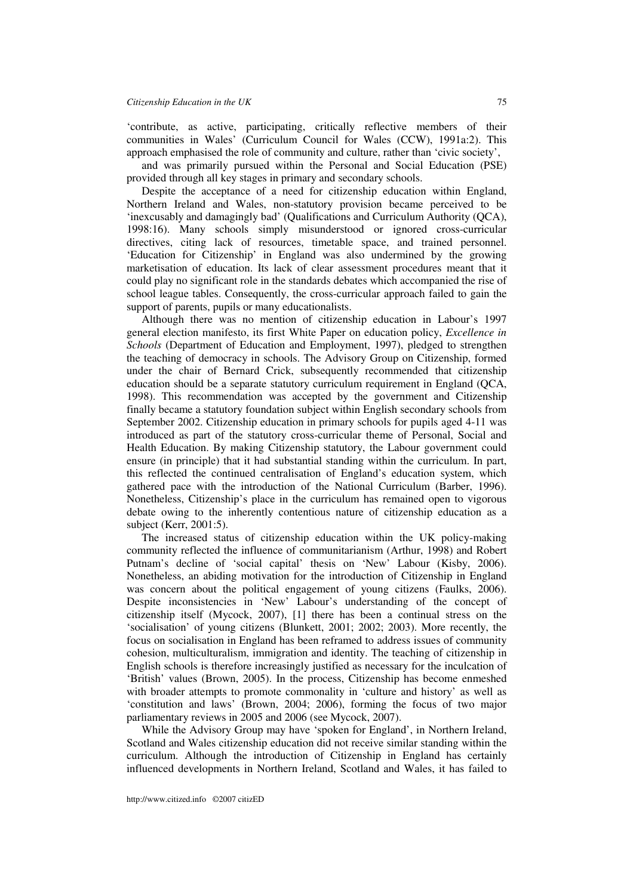'contribute, as active, participating, critically reflective members of their communities in Wales' (Curriculum Council for Wales (CCW), 1991a:2). This approach emphasised the role of community and culture, rather than 'civic society',

and was primarily pursued within the Personal and Social Education (PSE) provided through all key stages in primary and secondary schools.

Despite the acceptance of a need for citizenship education within England, Northern Ireland and Wales, non-statutory provision became perceived to be 'inexcusably and damagingly bad' (Qualifications and Curriculum Authority (QCA), 1998:16). Many schools simply misunderstood or ignored cross-curricular directives, citing lack of resources, timetable space, and trained personnel. 'Education for Citizenship' in England was also undermined by the growing marketisation of education. Its lack of clear assessment procedures meant that it could play no significant role in the standards debates which accompanied the rise of school league tables. Consequently, the cross-curricular approach failed to gain the support of parents, pupils or many educationalists.

Although there was no mention of citizenship education in Labour's 1997 general election manifesto, its first White Paper on education policy, *Excellence in Schools* (Department of Education and Employment, 1997), pledged to strengthen the teaching of democracy in schools. The Advisory Group on Citizenship, formed under the chair of Bernard Crick, subsequently recommended that citizenship education should be a separate statutory curriculum requirement in England (QCA, 1998). This recommendation was accepted by the government and Citizenship finally became a statutory foundation subject within English secondary schools from September 2002. Citizenship education in primary schools for pupils aged 4-11 was introduced as part of the statutory cross-curricular theme of Personal, Social and Health Education. By making Citizenship statutory, the Labour government could ensure (in principle) that it had substantial standing within the curriculum. In part, this reflected the continued centralisation of England's education system, which gathered pace with the introduction of the National Curriculum (Barber, 1996). Nonetheless, Citizenship's place in the curriculum has remained open to vigorous debate owing to the inherently contentious nature of citizenship education as a subject (Kerr, 2001:5).

The increased status of citizenship education within the UK policy-making community reflected the influence of communitarianism (Arthur, 1998) and Robert Putnam's decline of 'social capital' thesis on 'New' Labour (Kisby, 2006). Nonetheless, an abiding motivation for the introduction of Citizenship in England was concern about the political engagement of young citizens (Faulks, 2006). Despite inconsistencies in 'New' Labour's understanding of the concept of citizenship itself (Mycock, 2007), [1] there has been a continual stress on the 'socialisation' of young citizens (Blunkett, 2001; 2002; 2003). More recently, the focus on socialisation in England has been reframed to address issues of community cohesion, multiculturalism, immigration and identity. The teaching of citizenship in English schools is therefore increasingly justified as necessary for the inculcation of 'British' values (Brown, 2005). In the process, Citizenship has become enmeshed with broader attempts to promote commonality in 'culture and history' as well as 'constitution and laws' (Brown, 2004; 2006), forming the focus of two major parliamentary reviews in 2005 and 2006 (see Mycock, 2007).

While the Advisory Group may have 'spoken for England', in Northern Ireland, Scotland and Wales citizenship education did not receive similar standing within the curriculum. Although the introduction of Citizenship in England has certainly influenced developments in Northern Ireland, Scotland and Wales, it has failed to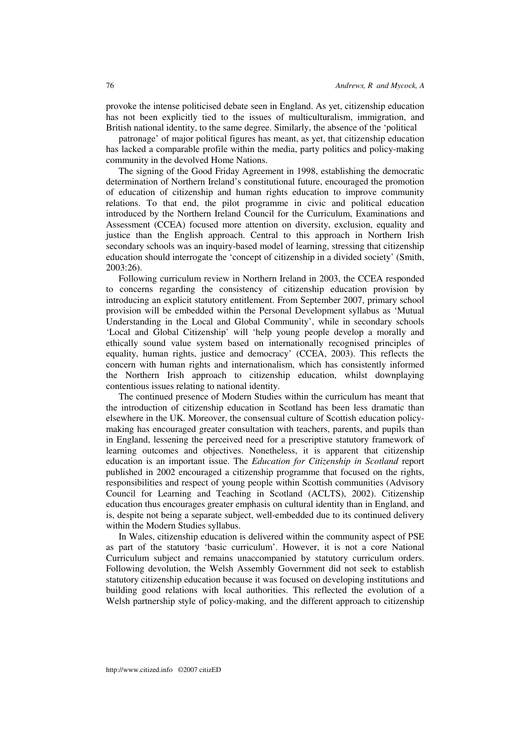provoke the intense politicised debate seen in England. As yet, citizenship education has not been explicitly tied to the issues of multiculturalism, immigration, and British national identity, to the same degree. Similarly, the absence of the 'political patronage' of major political figures has meant, as yet, that citizenship education has lacked a comparable profile within the media, party politics and policy-making community in the devolved Home Nations.

The signing of the Good Friday Agreement in 1998, establishing the democratic determination of Northern Ireland's constitutional future, encouraged the promotion of education of citizenship and human rights education to improve community relations. To that end, the pilot programme in civic and political education introduced by the Northern Ireland Council for the Curriculum, Examinations and Assessment (CCEA) focused more attention on diversity, exclusion, equality and justice than the English approach. Central to this approach in Northern Irish secondary schools was an inquiry-based model of learning, stressing that citizenship education should interrogate the 'concept of citizenship in a divided society' (Smith, 2003:26).

Following curriculum review in Northern Ireland in 2003, the CCEA responded to concerns regarding the consistency of citizenship education provision by introducing an explicit statutory entitlement. From September 2007, primary school provision will be embedded within the Personal Development syllabus as 'Mutual Understanding in the Local and Global Community', while in secondary schools 'Local and Global Citizenship' will 'help young people develop a morally and ethically sound value system based on internationally recognised principles of equality, human rights, justice and democracy' (CCEA, 2003). This reflects the concern with human rights and internationalism, which has consistently informed the Northern Irish approach to citizenship education, whilst downplaying contentious issues relating to national identity.

The continued presence of Modern Studies within the curriculum has meant that the introduction of citizenship education in Scotland has been less dramatic than elsewhere in the UK. Moreover, the consensual culture of Scottish education policy-making has encouraged greater consultation with teachers, parents, and pupils than in England, lessening the perceived need for a prescriptive statutory framework of learning outcomes and objectives. Nonetheless, it is apparent that citizenship education is an important issue. The *Education for Citizenship in Scotland* report published in 2002 encouraged a citizenship programme that focused on the rights, responsibilities and respect of young people within Scottish communities (Advisory Council for Learning and Teaching in Scotland (ACLTS), 2002). Citizenship education thus encourages greater emphasis on cultural identity than in England, and is, despite not being a separate subject, well-embedded due to its continued delivery within the Modern Studies syllabus.

In Wales, citizenship education is delivered within the community aspect of PSE as part of the statutory 'basic curriculum'. However, it is not a core National Curriculum subject and remains unaccompanied by statutory curriculum orders. Following devolution, the Welsh Assembly Government did not seek to establish statutory citizenship education because it was focused on developing institutions and building good relations with local authorities. This reflected the evolution of a Welsh partnership style of policy-making, and the different approach to citizenship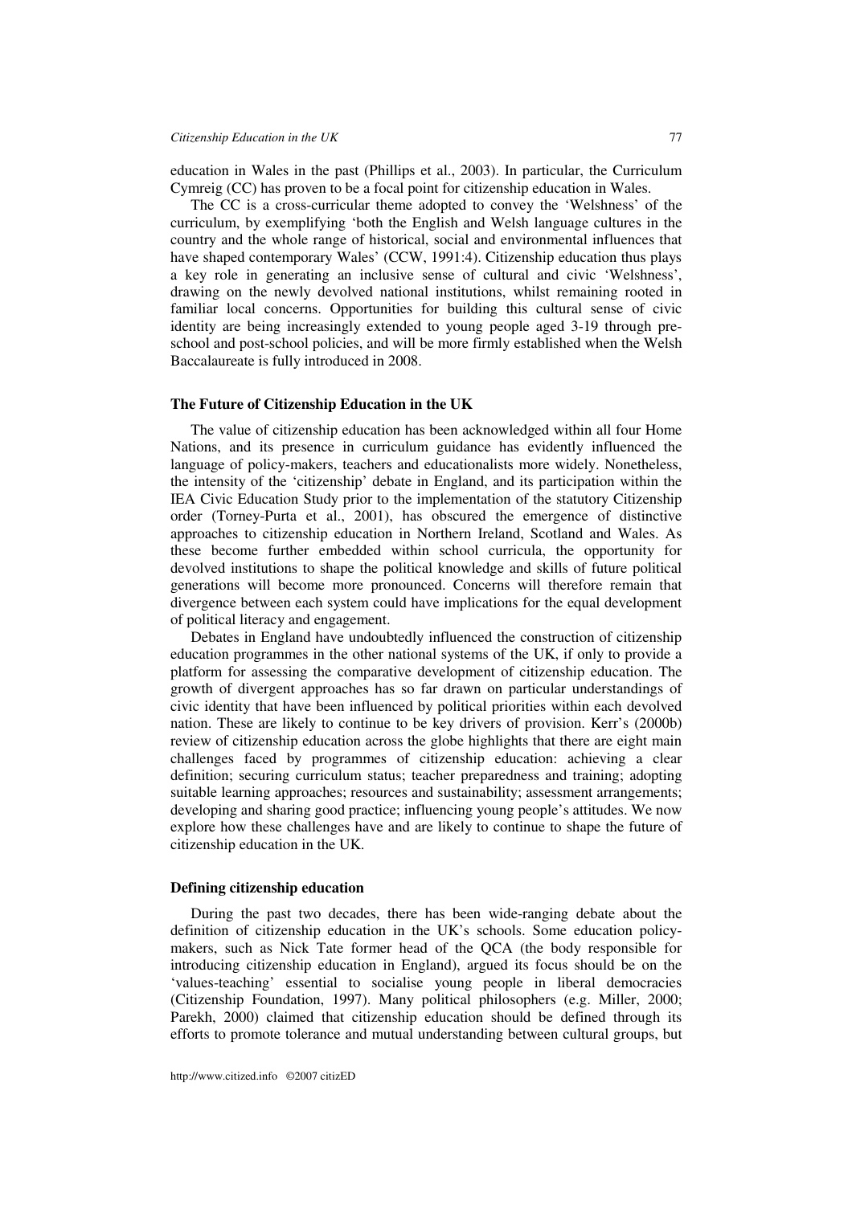education in Wales in the past (Phillips et al., 2003). In particular, the Curriculum Cymreig (CC) has proven to be a focal point for citizenship education in Wales.

The CC is a cross-curricular theme adopted to convey the 'Welshness' of the curriculum, by exemplifying 'both the English and Welsh language cultures in the country and the whole range of historical, social and environmental influences that have shaped contemporary Wales' (CCW, 1991:4). Citizenship education thus plays a key role in generating an inclusive sense of cultural and civic 'Welshness', drawing on the newly devolved national institutions, whilst remaining rooted in familiar local concerns. Opportunities for building this cultural sense of civic identity are being increasingly extended to young people aged 3-19 through pre-school and post-school policies, and will be more firmly established when the Welsh Baccalaureate is fully introduced in 2008.

## The Future of Citizenship Education in the UK

The value of citizenship education has been acknowledged within all four Home Nations, and its presence in curriculum guidance has evidently influenced the language of policy-makers, teachers and educationalists more widely. Nonetheless, the intensity of the 'citizenship' debate in England, and its participation within the IEA Civic Education Study prior to the implementation of the statutory Citizenship order (Torney-Purta et al., 2001), has obscured the emergence of distinctive approaches to citizenship education in Northern Ireland, Scotland and Wales. As these become further embedded within school curricula, the opportunity for devolved institutions to shape the political knowledge and skills of future political generations will become more pronounced. Concerns will therefore remain that divergence between each system could have implications for the equal development of political literacy and engagement.

Debates in England have undoubtedly influenced the construction of citizenship education programmes in the other national systems of the UK, if only to provide a platform for assessing the comparative development of citizenship education. The growth of divergent approaches has so far drawn on particular understandings of civic identity that have been influenced by political priorities within each devolved nation. These are likely to continue to be key drivers of provision. Kerr's (2000b) review of citizenship education across the globe highlights that there are eight main challenges faced by programmes of citizenship education: achieving a clear definition; securing curriculum status; teacher preparedness and training; adopting suitable learning approaches; resources and sustainability; assessment arrangements; developing and sharing good practice; influencing young people's attitudes. We now explore how these challenges have and are likely to continue to shape the future of citizenship education in the UK.

### Defining citizenship education

During the past two decades, there has been wide-ranging debate about the definition of citizenship education in the UK's schools. Some education policy-makers, such as Nick Tate former head of the QCA (the body responsible for introducing citizenship education in England), argued its focus should be on the 'values-teaching' essential to socialise young people in liberal democracies (Citizenship Foundation, 1997). Many political philosophers (e.g. Miller, 2000; Parekh, 2000) claimed that citizenship education should be defined through its efforts to promote tolerance and mutual understanding between cultural groups, but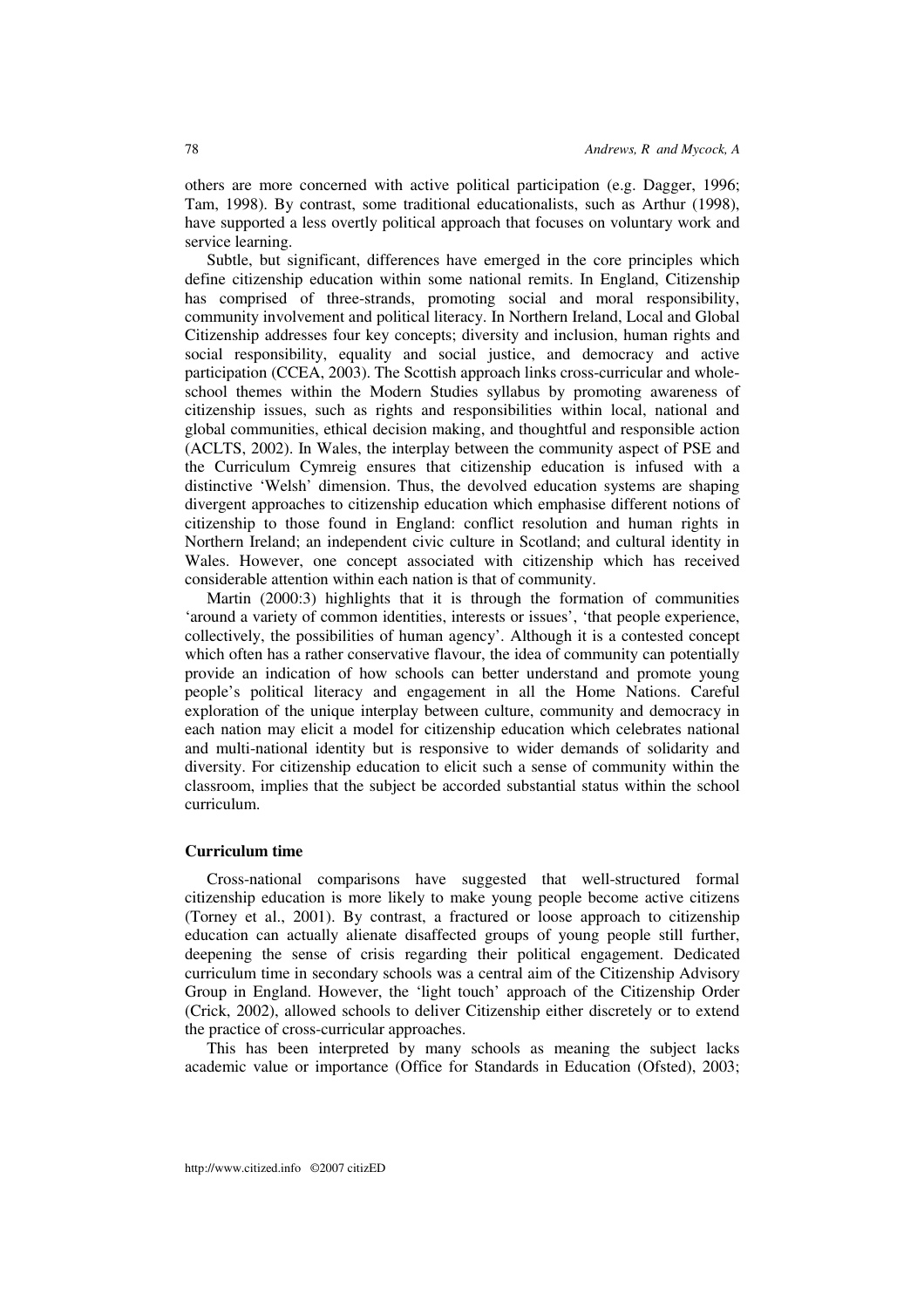others are more concerned with active political participation (e.g. Dagger, 1996; Tam, 1998). By contrast, some traditional educationalists, such as Arthur (1998), have supported a less overtly political approach that focuses on voluntary work and service learning.

Subtle, but significant, differences have emerged in the core principles which define citizenship education within some national remits. In England, Citizenship has comprised of three-strands, promoting social and moral responsibility, community involvement and political literacy. In Northern Ireland, Local and Global Citizenship addresses four key concepts; diversity and inclusion, human rights and social responsibility, equality and social justice, and democracy and active participation (CCEA, 2003). The Scottish approach links cross-curricular and whole-school themes within the Modern Studies syllabus by promoting awareness of citizenship issues, such as rights and responsibilities within local, national and global communities, ethical decision making, and thoughtful and responsible action (ACLTS, 2002). In Wales, the interplay between the community aspect of PSE and the Curriculum Cymreig ensures that citizenship education is infused with a distinctive 'Welsh' dimension. Thus, the devolved education systems are shaping divergent approaches to citizenship education which emphasise different notions of citizenship to those found in England: conflict resolution and human rights in Northern Ireland; an independent civic culture in Scotland; and cultural identity in Wales. However, one concept associated with citizenship which has received considerable attention within each nation is that of community.

Martin (2000:3) highlights that it is through the formation of communities 'around a variety of common identities, interests or issues', 'that people experience, collectively, the possibilities of human agency'. Although it is a contested concept which often has a rather conservative flavour, the idea of community can potentially provide an indication of how schools can better understand and promote young people's political literacy and engagement in all the Home Nations. Careful exploration of the unique interplay between culture, community and democracy in each nation may elicit a model for citizenship education which celebrates national and multi-national identity but is responsive to wider demands of solidarity and diversity. For citizenship education to elicit such a sense of community within the classroom, implies that the subject be accorded substantial status within the school curriculum.

### Curriculum time

Cross-national comparisons have suggested that well-structured formal citizenship education is more likely to make young people become active citizens (Torney et al., 2001). By contrast, a fractured or loose approach to citizenship education can actually alienate disaffected groups of young people still further, deepening the sense of crisis regarding their political engagement. Dedicated curriculum time in secondary schools was a central aim of the Citizenship Advisory Group in England. However, the 'light touch' approach of the Citizenship Order (Crick, 2002), allowed schools to deliver Citizenship either discretely or to extend the practice of cross-curricular approaches.

This has been interpreted by many schools as meaning the subject lacks academic value or importance (Office for Standards in Education (Ofsted), 2003;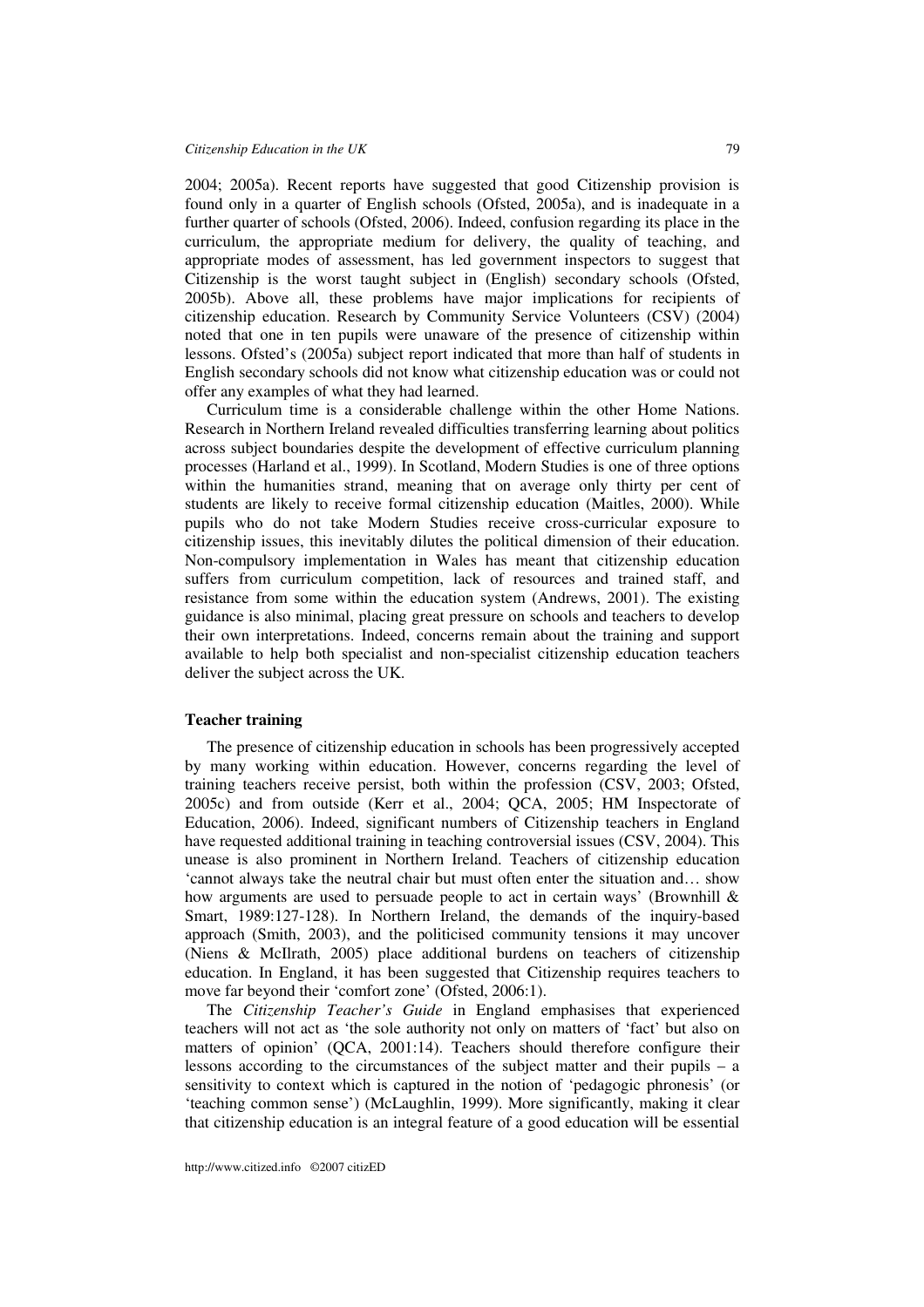2004; 2005a). Recent reports have suggested that good Citizenship provision is found only in a quarter of English schools (Ofsted, 2005a), and is inadequate in a further quarter of schools (Ofsted, 2006). Indeed, confusion regarding its place in the curriculum, the appropriate medium for delivery, the quality of teaching, and appropriate modes of assessment, has led government inspectors to suggest that Citizenship is the worst taught subject in (English) secondary schools (Ofsted, 2005b). Above all, these problems have major implications for recipients of citizenship education. Research by Community Service Volunteers (CSV) (2004) noted that one in ten pupils were unaware of the presence of citizenship within lessons. Ofsted's (2005a) subject report indicated that more than half of students in English secondary schools did not know what citizenship education was or could not offer any examples of what they had learned.

Curriculum time is a considerable challenge within the other Home Nations. Research in Northern Ireland revealed difficulties transferring learning about politics across subject boundaries despite the development of effective curriculum planning processes (Harland et al., 1999). In Scotland, Modern Studies is one of three options within the humanities strand, meaning that on average only thirty per cent of students are likely to receive formal citizenship education (Maitles, 2000). While pupils who do not take Modern Studies receive cross-curricular exposure to citizenship issues, this inevitably dilutes the political dimension of their education. Non-compulsory implementation in Wales has meant that citizenship education suffers from curriculum competition, lack of resources and trained staff, and resistance from some within the education system (Andrews, 2001). The existing guidance is also minimal, placing great pressure on schools and teachers to develop their own interpretations. Indeed, concerns remain about the training and support available to help both specialist and non-specialist citizenship education teachers deliver the subject across the UK.

## Teacher training

The presence of citizenship education in schools has been progressively accepted by many working within education. However, concerns regarding the level of training teachers receive persist, both within the profession (CSV, 2003; Ofsted, 2005c) and from outside (Kerr et al., 2004; QCA, 2005; HM Inspectorate of Education, 2006). Indeed, significant numbers of Citizenship teachers in England have requested additional training in teaching controversial issues (CSV, 2004). This unease is also prominent in Northern Ireland. Teachers of citizenship education 'cannot always take the neutral chair but must often enter the situation and… show how arguments are used to persuade people to act in certain ways' (Brownhill & Smart, 1989:127-128). In Northern Ireland, the demands of the inquiry-based approach (Smith, 2003), and the politicised community tensions it may uncover (Niens & McIlrath, 2005) place additional burdens on teachers of citizenship education. In England, it has been suggested that Citizenship requires teachers to move far beyond their 'comfort zone' (Ofsted, 2006:1).

The *Citizenship Teacher's Guide* in England emphasises that experienced teachers will not act as 'the sole authority not only on matters of 'fact' but also on matters of opinion' (QCA, 2001:14). Teachers should therefore configure their lessons according to the circumstances of the subject matter and their pupils – a sensitivity to context which is captured in the notion of 'pedagogic phronesis' (or 'teaching common sense') (McLaughlin, 1999). More significantly, making it clear that citizenship education is an integral feature of a good education will be essential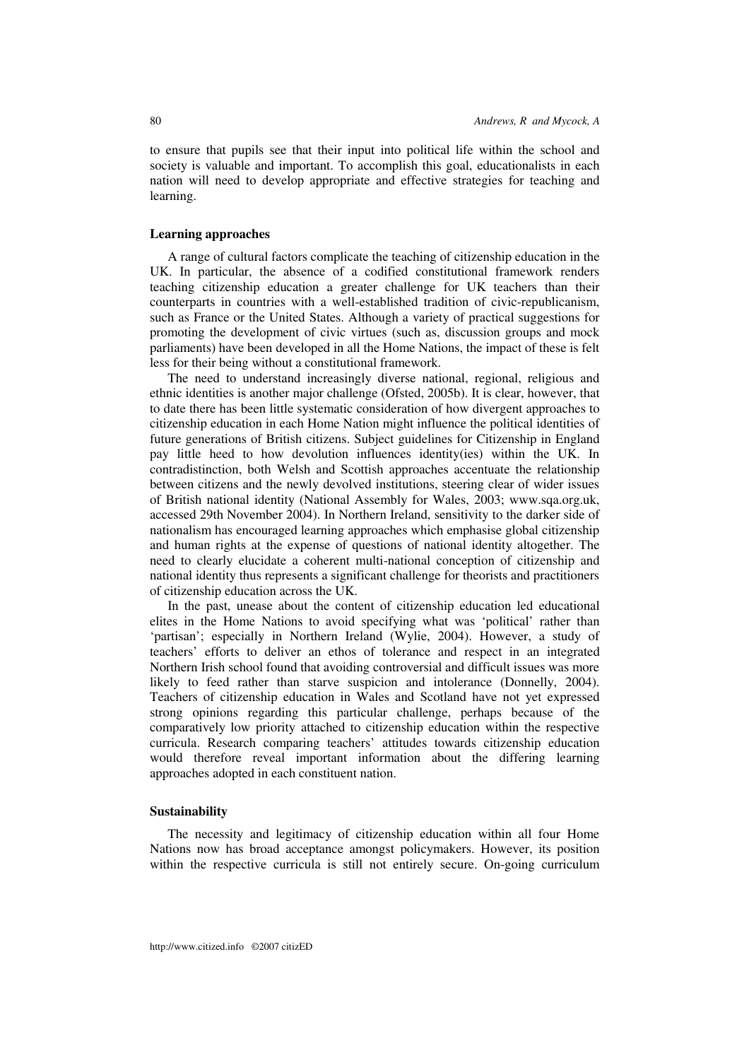to ensure that pupils see that their input into political life within the school and society is valuable and important. To accomplish this goal, educationalists in each nation will need to develop appropriate and effective strategies for teaching and learning.

### Learning approaches

A range of cultural factors complicate the teaching of citizenship education in the UK. In particular, the absence of a codified constitutional framework renders teaching citizenship education a greater challenge for UK teachers than their counterparts in countries with a well-established tradition of civic-republicanism, such as France or the United States. Although a variety of practical suggestions for promoting the development of civic virtues (such as, discussion groups and mock parliaments) have been developed in all the Home Nations, the impact of these is felt less for their being without a constitutional framework.

The need to understand increasingly diverse national, regional, religious and ethnic identities is another major challenge (Ofsted, 2005b). It is clear, however, that to date there has been little systematic consideration of how divergent approaches to citizenship education in each Home Nation might influence the political identities of future generations of British citizens. Subject guidelines for Citizenship in England pay little heed to how devolution influences identity(ies) within the UK. In contradistinction, both Welsh and Scottish approaches accentuate the relationship between citizens and the newly devolved institutions, steering clear of wider issues of British national identity (National Assembly for Wales, 2003; www.sqa.org.uk, accessed 29th November 2004). In Northern Ireland, sensitivity to the darker side of nationalism has encouraged learning approaches which emphasise global citizenship and human rights at the expense of questions of national identity altogether. The need to clearly elucidate a coherent multi-national conception of citizenship and national identity thus represents a significant challenge for theorists and practitioners of citizenship education across the UK.

In the past, unease about the content of citizenship education led educational elites in the Home Nations to avoid specifying what was 'political' rather than 'partisan'; especially in Northern Ireland (Wylie, 2004). However, a study of teachers' efforts to deliver an ethos of tolerance and respect in an integrated Northern Irish school found that avoiding controversial and difficult issues was more likely to feed rather than starve suspicion and intolerance (Donnelly, 2004). Teachers of citizenship education in Wales and Scotland have not yet expressed strong opinions regarding this particular challenge, perhaps because of the comparatively low priority attached to citizenship education within the respective curricula. Research comparing teachers' attitudes towards citizenship education would therefore reveal important information about the differing learning approaches adopted in each constituent nation.

### Sustainability

The necessity and legitimacy of citizenship education within all four Home Nations now has broad acceptance amongst policymakers. However, its position within the respective curricula is still not entirely secure. On-going curriculum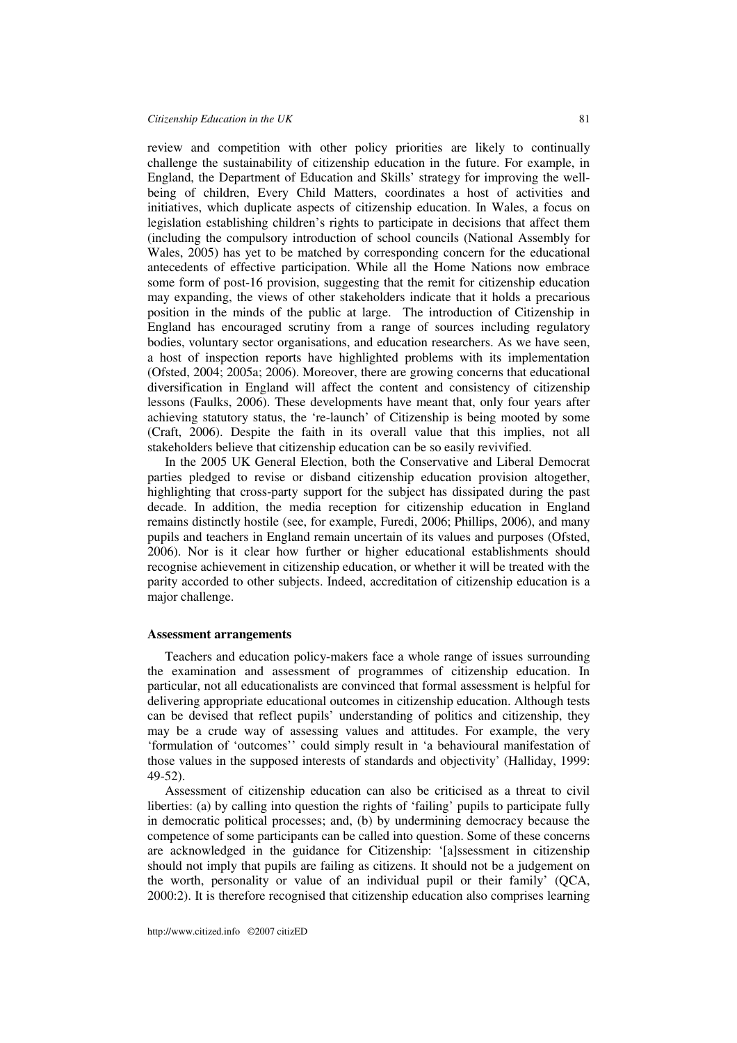review and competition with other policy priorities are likely to continually challenge the sustainability of citizenship education in the future. For example, in England, the Department of Education and Skills' strategy for improving the well-being of children, Every Child Matters, coordinates a host of activities and initiatives, which duplicate aspects of citizenship education. In Wales, a focus on legislation establishing children's rights to participate in decisions that affect them (including the compulsory introduction of school councils (National Assembly for Wales, 2005) has yet to be matched by corresponding concern for the educational antecedents of effective participation. While all the Home Nations now embrace some form of post-16 provision, suggesting that the remit for citizenship education may expanding, the views of other stakeholders indicate that it holds a precarious position in the minds of the public at large. The introduction of Citizenship in England has encouraged scrutiny from a range of sources including regulatory bodies, voluntary sector organisations, and education researchers. As we have seen, a host of inspection reports have highlighted problems with its implementation (Ofsted, 2004; 2005a; 2006). Moreover, there are growing concerns that educational diversification in England will affect the content and consistency of citizenship lessons (Faulks, 2006). These developments have meant that, only four years after achieving statutory status, the 're-launch' of Citizenship is being mooted by some (Craft, 2006). Despite the faith in its overall value that this implies, not all stakeholders believe that citizenship education can be so easily revivified.

In the 2005 UK General Election, both the Conservative and Liberal Democrat parties pledged to revise or disband citizenship education provision altogether, highlighting that cross-party support for the subject has dissipated during the past decade. In addition, the media reception for citizenship education in England remains distinctly hostile (see, for example, Furedi, 2006; Phillips, 2006), and many pupils and teachers in England remain uncertain of its values and purposes (Ofsted, 2006). Nor is it clear how further or higher educational establishments should recognise achievement in citizenship education, or whether it will be treated with the parity accorded to other subjects. Indeed, accreditation of citizenship education is a major challenge.

**Assessment arrangements**

Teachers and education policy-makers face a whole range of issues surrounding the examination and assessment of programmes of citizenship education. In particular, not all educationalists are convinced that formal assessment is helpful for delivering appropriate educational outcomes in citizenship education. Although tests can be devised that reflect pupils' understanding of politics and citizenship, they may be a crude way of assessing values and attitudes. For example, the very 'formulation of 'outcomes'' could simply result in 'a behavioural manifestation of those values in the supposed interests of standards and objectivity' (Halliday, 1999: 49-52).

Assessment of citizenship education can also be criticised as a threat to civil liberties: (a) by calling into question the rights of 'failing' pupils to participate fully in democratic political processes; and, (b) by undermining democracy because the competence of some participants can be called into question. Some of these concerns are acknowledged in the guidance for Citizenship: '[a]ssessment in citizenship should not imply that pupils are failing as citizens. It should not be a judgement on the worth, personality or value of an individual pupil or their family' (QCA, 2000:2). It is therefore recognised that citizenship education also comprises learning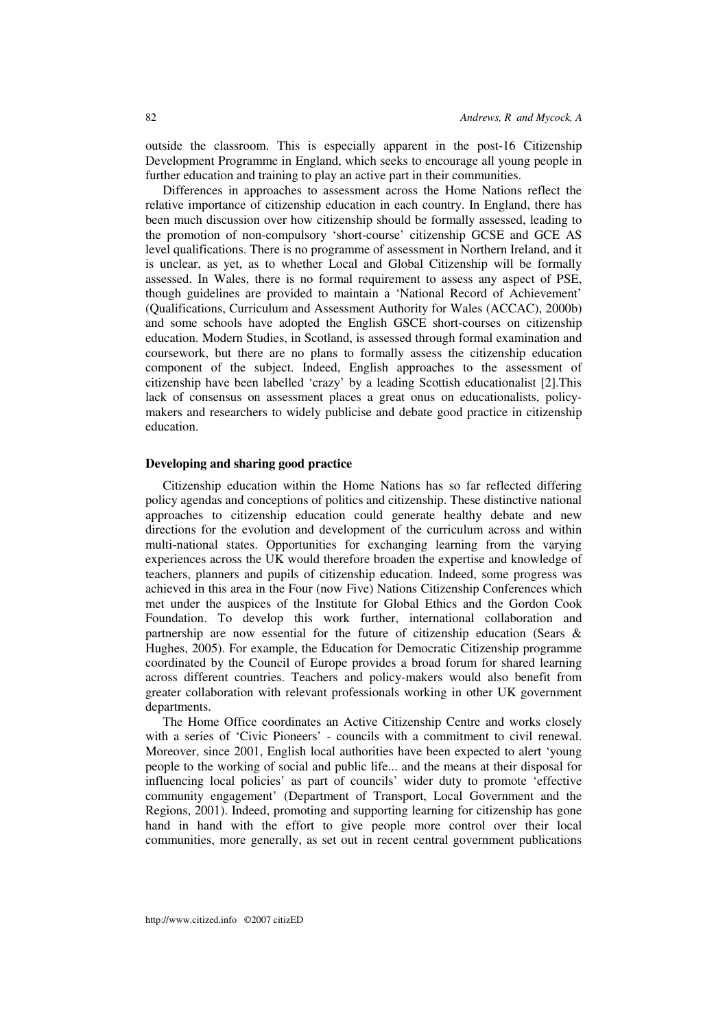outside the classroom. This is especially apparent in the post-16 Citizenship Development Programme in England, which seeks to encourage all young people in further education and training to play an active part in their communities.

Differences in approaches to assessment across the Home Nations reflect the relative importance of citizenship education in each country. In England, there has been much discussion over how citizenship should be formally assessed, leading to the promotion of non-compulsory 'short-course' citizenship GCSE and GCE AS level qualifications. There is no programme of assessment in Northern Ireland, and it is unclear, as yet, as to whether Local and Global Citizenship will be formally assessed. In Wales, there is no formal requirement to assess any aspect of PSE, though guidelines are provided to maintain a 'National Record of Achievement' (Qualifications, Curriculum and Assessment Authority for Wales (ACCAC), 2000b) and some schools have adopted the English GSCE short-courses on citizenship education. Modern Studies, in Scotland, is assessed through formal examination and coursework, but there are no plans to formally assess the citizenship education component of the subject. Indeed, English approaches to the assessment of citizenship have been labelled 'crazy' by a leading Scottish educationalist [2].This lack of consensus on assessment places a great onus on educationalists, policy-makers and researchers to widely publicise and debate good practice in citizenship education.

**Developing and sharing good practice**

Citizenship education within the Home Nations has so far reflected differing policy agendas and conceptions of politics and citizenship. These distinctive national approaches to citizenship education could generate healthy debate and new directions for the evolution and development of the curriculum across and within multi-national states. Opportunities for exchanging learning from the varying experiences across the UK would therefore broaden the expertise and knowledge of teachers, planners and pupils of citizenship education. Indeed, some progress was achieved in this area in the Four (now Five) Nations Citizenship Conferences which met under the auspices of the Institute for Global Ethics and the Gordon Cook Foundation. To develop this work further, international collaboration and partnership are now essential for the future of citizenship education (Sears & Hughes, 2005). For example, the Education for Democratic Citizenship programme coordinated by the Council of Europe provides a broad forum for shared learning across different countries. Teachers and policy-makers would also benefit from greater collaboration with relevant professionals working in other UK government departments.

The Home Office coordinates an Active Citizenship Centre and works closely with a series of 'Civic Pioneers' - councils with a commitment to civil renewal. Moreover, since 2001, English local authorities have been expected to alert 'young people to the working of social and public life... and the means at their disposal for influencing local policies' as part of councils' wider duty to promote 'effective community engagement' (Department of Transport, Local Government and the Regions, 2001). Indeed, promoting and supporting learning for citizenship has gone hand in hand with the effort to give people more control over their local communities, more generally, as set out in recent central government publications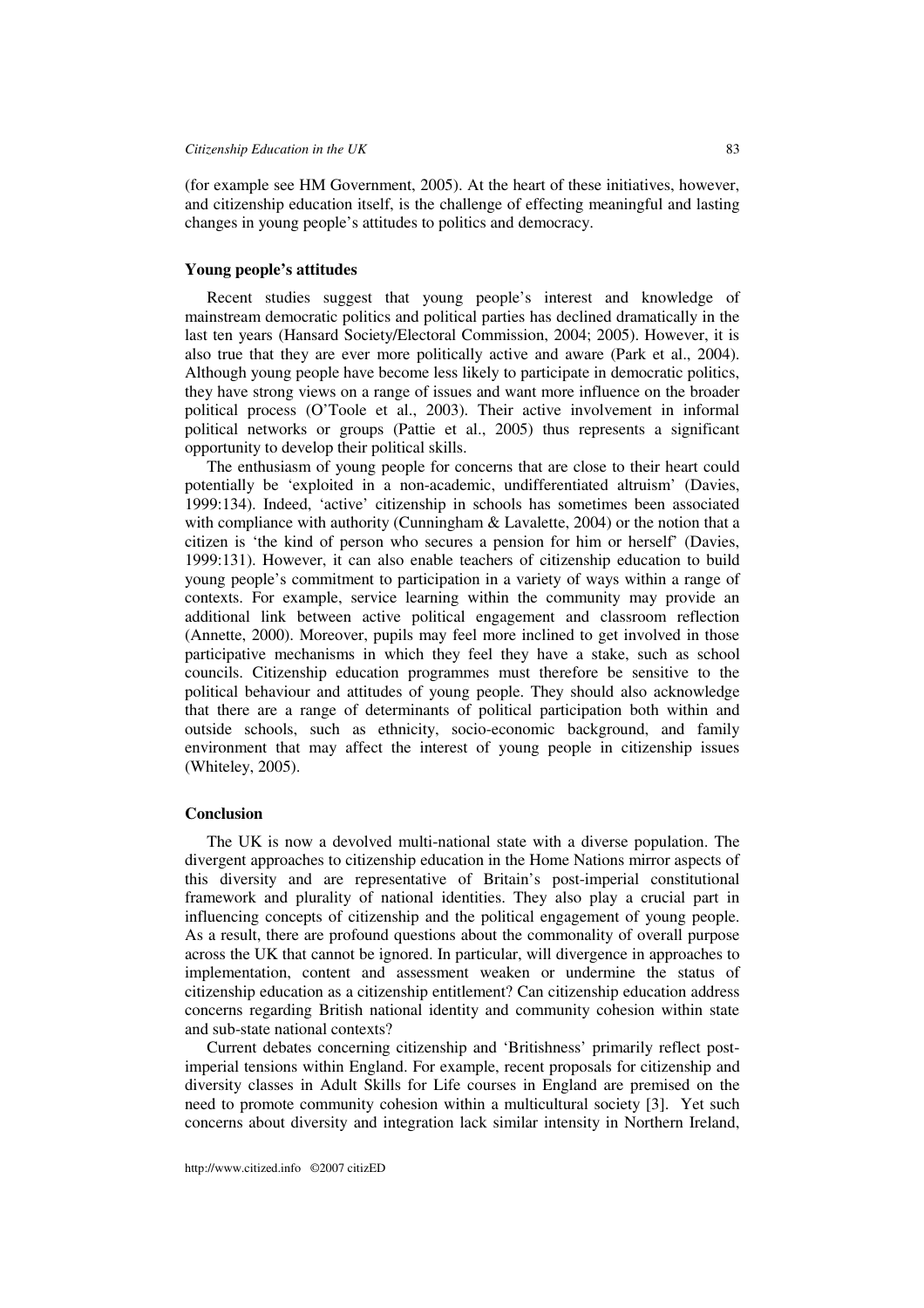(for example see HM Government, 2005). At the heart of these initiatives, however, and citizenship education itself, is the challenge of effecting meaningful and lasting changes in young people's attitudes to politics and democracy.

### Young people's attitudes

Recent studies suggest that young people's interest and knowledge of mainstream democratic politics and political parties has declined dramatically in the last ten years (Hansard Society/Electoral Commission, 2004; 2005). However, it is also true that they are ever more politically active and aware (Park et al., 2004). Although young people have become less likely to participate in democratic politics, they have strong views on a range of issues and want more influence on the broader political process (O'Toole et al., 2003). Their active involvement in informal political networks or groups (Pattie et al., 2005) thus represents a significant opportunity to develop their political skills.

The enthusiasm of young people for concerns that are close to their heart could potentially be 'exploited in a non-academic, undifferentiated altruism' (Davies, 1999:134). Indeed, 'active' citizenship in schools has sometimes been associated with compliance with authority (Cunningham & Lavalette, 2004) or the notion that a citizen is 'the kind of person who secures a pension for him or herself' (Davies, 1999:131). However, it can also enable teachers of citizenship education to build young people's commitment to participation in a variety of ways within a range of contexts. For example, service learning within the community may provide an additional link between active political engagement and classroom reflection (Annette, 2000). Moreover, pupils may feel more inclined to get involved in those participative mechanisms in which they feel they have a stake, such as school councils. Citizenship education programmes must therefore be sensitive to the political behaviour and attitudes of young people. They should also acknowledge that there are a range of determinants of political participation both within and outside schools, such as ethnicity, socio-economic background, and family environment that may affect the interest of young people in citizenship issues (Whiteley, 2005).

### Conclusion

The UK is now a devolved multi-national state with a diverse population. The divergent approaches to citizenship education in the Home Nations mirror aspects of this diversity and are representative of Britain's post-imperial constitutional framework and plurality of national identities. They also play a crucial part in influencing concepts of citizenship and the political engagement of young people. As a result, there are profound questions about the commonality of overall purpose across the UK that cannot be ignored. In particular, will divergence in approaches to implementation, content and assessment weaken or undermine the status of citizenship education as a citizenship entitlement? Can citizenship education address concerns regarding British national identity and community cohesion within state and sub-state national contexts?

Current debates concerning citizenship and 'Britishness' primarily reflect post-imperial tensions within England. For example, recent proposals for citizenship and diversity classes in Adult Skills for Life courses in England are premised on the need to promote community cohesion within a multicultural society [3]. Yet such concerns about diversity and integration lack similar intensity in Northern Ireland,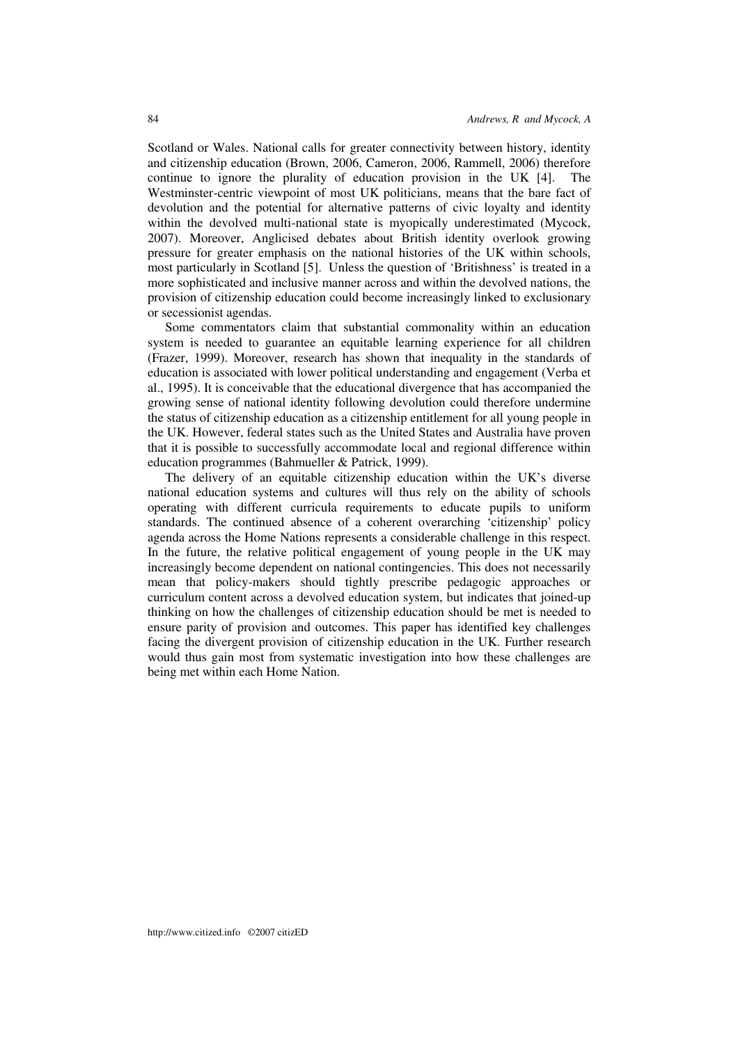Scotland or Wales. National calls for greater connectivity between history, identity and citizenship education (Brown, 2006, Cameron, 2006, Rammell, 2006) therefore continue to ignore the plurality of education provision in the UK [4]. The Westminster-centric viewpoint of most UK politicians, means that the bare fact of devolution and the potential for alternative patterns of civic loyalty and identity within the devolved multi-national state is myopically underestimated (Mycock, 2007). Moreover, Anglicised debates about British identity overlook growing pressure for greater emphasis on the national histories of the UK within schools, most particularly in Scotland [5]. Unless the question of 'Britishness' is treated in a more sophisticated and inclusive manner across and within the devolved nations, the provision of citizenship education could become increasingly linked to exclusionary or secessionist agendas.

Some commentators claim that substantial commonality within an education system is needed to guarantee an equitable learning experience for all children (Frazer, 1999). Moreover, research has shown that inequality in the standards of education is associated with lower political understanding and engagement (Verba et al., 1995). It is conceivable that the educational divergence that has accompanied the growing sense of national identity following devolution could therefore undermine the status of citizenship education as a citizenship entitlement for all young people in the UK. However, federal states such as the United States and Australia have proven that it is possible to successfully accommodate local and regional difference within education programmes (Bahmueller & Patrick, 1999).

The delivery of an equitable citizenship education within the UK's diverse national education systems and cultures will thus rely on the ability of schools operating with different curricula requirements to educate pupils to uniform standards. The continued absence of a coherent overarching 'citizenship' policy agenda across the Home Nations represents a considerable challenge in this respect. In the future, the relative political engagement of young people in the UK may increasingly become dependent on national contingencies. This does not necessarily mean that policy-makers should tightly prescribe pedagogic approaches or curriculum content across a devolved education system, but indicates that joined-up thinking on how the challenges of citizenship education should be met is needed to ensure parity of provision and outcomes. This paper has identified key challenges facing the divergent provision of citizenship education in the UK. Further research would thus gain most from systematic investigation into how these challenges are being met within each Home Nation.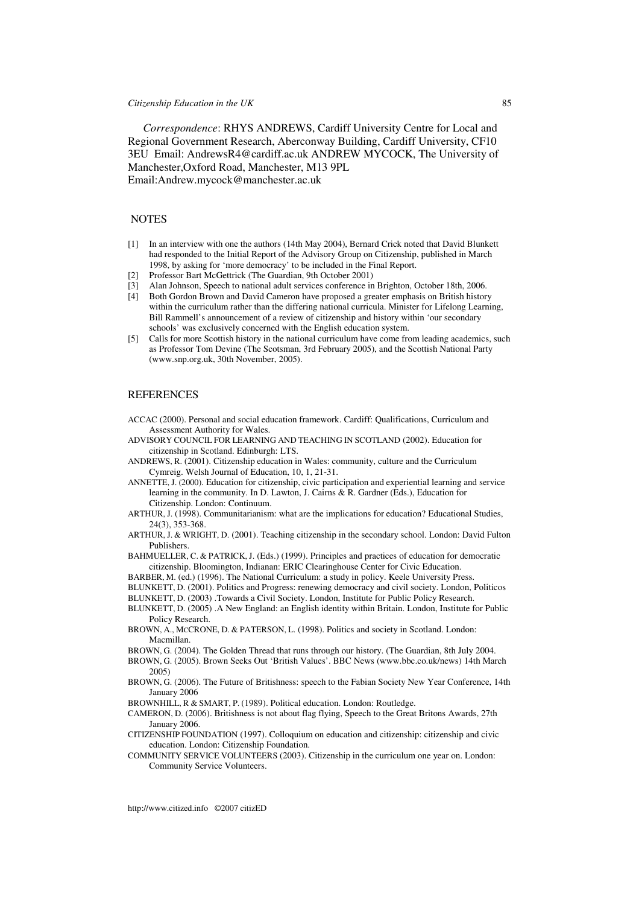*Correspondence*: RHYS ANDREWS, Cardiff University Centre for Local and Regional Government Research, Aberconway Building, Cardiff University, CF10 3EU Email: AndrewsR4@cardiff.ac.uk ANDREW MYCOCK, The University of Manchester,Oxford Road, Manchester, M13 9PL Email:Andrew.mycock@manchester.ac.uk

## NOTES

[1] In an interview with one the authors (14th May 2004), Bernard Crick noted that David Blunkett had responded to the Initial Report of the Advisory Group on Citizenship, published in March 1998, by asking for 'more democracy' to be included in the Final Report.

[2] Professor Bart McGettrick (The Guardian, 9th October 2001)

[3] Alan Johnson, Speech to national adult services conference in Brighton, October 18th, 2006.

[4] Both Gordon Brown and David Cameron have proposed a greater emphasis on British history within the curriculum rather than the differing national curricula. Minister for Lifelong Learning, Bill Rammell's announcement of a review of citizenship and history within 'our secondary schools' was exclusively concerned with the English education system.

[5] Calls for more Scottish history in the national curriculum have come from leading academics, such as Professor Tom Devine (The Scotsman, 3rd February 2005), and the Scottish National Party (www.snp.org.uk, 30th November, 2005).

## REFERENCES

ACCAC (2000). Personal and social education framework. Cardiff: Qualifications, Curriculum and Assessment Authority for Wales.

ADVISORY COUNCIL FOR LEARNING AND TEACHING IN SCOTLAND (2002). Education for citizenship in Scotland. Edinburgh: LTS.

ANDREWS, R. (2001). Citizenship education in Wales: community, culture and the Curriculum Cymreig. Welsh Journal of Education, 10, 1, 21-31.

ANNETTE, J. (2000). Education for citizenship, civic participation and experiential learning and service learning in the community. In D. Lawton, J. Cairns & R. Gardner (Eds.), Education for Citizenship. London: Continuum.

ARTHUR, J. (1998). Communitarianism: what are the implications for education? Educational Studies, 24(3), 353-368.

ARTHUR, J. & WRIGHT, D. (2001). Teaching citizenship in the secondary school. London: David Fulton Publishers.

BAHMUELLER, C. & PATRICK, J. (Eds.) (1999). Principles and practices of education for democratic citizenship. Bloomington, Indianan: ERIC Clearinghouse Center for Civic Education.

BARBER, M. (ed.) (1996). The National Curriculum: a study in policy. Keele University Press.

BLUNKETT, D. (2001). Politics and Progress: renewing democracy and civil society. London, Politicos

BLUNKETT, D. (2003) .Towards a Civil Society. London, Institute for Public Policy Research.

BLUNKETT, D. (2005) .A New England: an English identity within Britain. London, Institute for Public Policy Research.

BROWN, A., McCRONE, D. & PATERSON, L. (1998). Politics and society in Scotland. London: Macmillan.

BROWN, G. (2004). The Golden Thread that runs through our history. (The Guardian, 8th July 2004.

BROWN, G. (2005). Brown Seeks Out 'British Values'. BBC News (www.bbc.co.uk/news) 14th March 2005)

BROWN, G. (2006). The Future of Britishness: speech to the Fabian Society New Year Conference, 14th January 2006

BROWNHILL, R & SMART, P. (1989). Political education. London: Routledge.

CAMERON, D. (2006). Britishness is not about flag flying, Speech to the Great Britons Awards, 27th January 2006.

CITIZENSHIP FOUNDATION (1997). Colloquium on education and citizenship: citizenship and civic education. London: Citizenship Foundation.

COMMUNITY SERVICE VOLUNTEERS (2003). Citizenship in the curriculum one year on. London: Community Service Volunteers.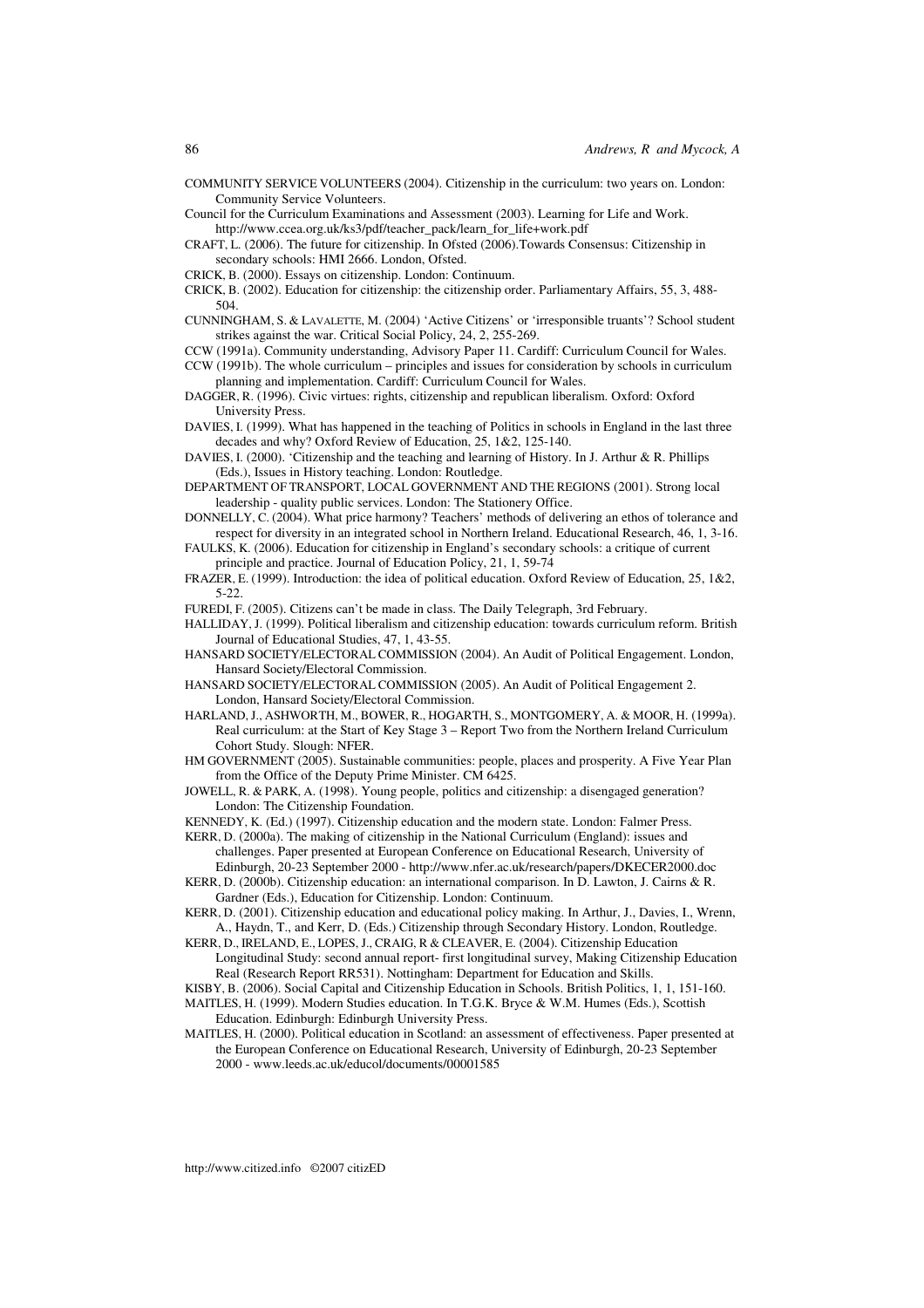COMMUNITY SERVICE VOLUNTEERS (2004). Citizenship in the curriculum: two years on. London: Community Service Volunteers.

Council for the Curriculum Examinations and Assessment (2003). Learning for Life and Work. http://www.ccea.org.uk/ks3/pdf/teacher_pack/learn_for_life+work.pdf

CRAFT, L. (2006). The future for citizenship. In Ofsted (2006).Towards Consensus: Citizenship in secondary schools: HMI 2666. London, Ofsted.

CRICK, B. (2000). Essays on citizenship. London: Continuum.

CRICK, B. (2002). Education for citizenship: the citizenship order. Parliamentary Affairs, 55, 3, 488-504.

CUNNINGHAM, S. & LAVALETTE, M. (2004) 'Active Citizens' or 'irresponsible truants'? School student strikes against the war. Critical Social Policy, 24, 2, 255-269.

CCW (1991a). Community understanding, Advisory Paper 11. Cardiff: Curriculum Council for Wales.

CCW (1991b). The whole curriculum – principles and issues for consideration by schools in curriculum planning and implementation. Cardiff: Curriculum Council for Wales.

DAGGER, R. (1996). Civic virtues: rights, citizenship and republican liberalism. Oxford: Oxford University Press.

DAVIES, I. (1999). What has happened in the teaching of Politics in schools in England in the last three decades and why? Oxford Review of Education, 25, 1&2, 125-140.

DAVIES, I. (2000). 'Citizenship and the teaching and learning of History. In J. Arthur & R. Phillips (Eds.), Issues in History teaching. London: Routledge.

DEPARTMENT OF TRANSPORT, LOCAL GOVERNMENT AND THE REGIONS (2001). Strong local leadership - quality public services. London: The Stationery Office.

DONNELLY, C. (2004). What price harmony? Teachers' methods of delivering an ethos of tolerance and respect for diversity in an integrated school in Northern Ireland. Educational Research, 46, 1, 3-16.

FAULKS, K. (2006). Education for citizenship in England's secondary schools: a critique of current principle and practice. Journal of Education Policy, 21, 1, 59-74

FRAZER, E. (1999). Introduction: the idea of political education. Oxford Review of Education, 25, 1&2, 5-22.

FUREDI, F. (2005). Citizens can't be made in class. The Daily Telegraph, 3rd February.

HALLIDAY, J. (1999). Political liberalism and citizenship education: towards curriculum reform. British Journal of Educational Studies, 47, 1, 43-55.

HANSARD SOCIETY/ELECTORAL COMMISSION (2004). An Audit of Political Engagement. London, Hansard Society/Electoral Commission.

HANSARD SOCIETY/ELECTORAL COMMISSION (2005). An Audit of Political Engagement 2. London, Hansard Society/Electoral Commission.

HARLAND, J., ASHWORTH, M., BOWER, R., HOGARTH, S., MONTGOMERY, A. & MOOR, H. (1999a). Real curriculum: at the Start of Key Stage 3 – Report Two from the Northern Ireland Curriculum Cohort Study. Slough: NFER.

HM GOVERNMENT (2005). Sustainable communities: people, places and prosperity. A Five Year Plan from the Office of the Deputy Prime Minister. CM 6425.

JOWELL, R. & PARK, A. (1998). Young people, politics and citizenship: a disengaged generation? London: The Citizenship Foundation.

KENNEDY, K. (Ed.) (1997). Citizenship education and the modern state. London: Falmer Press.

KERR, D. (2000a). The making of citizenship in the National Curriculum (England): issues and challenges. Paper presented at European Conference on Educational Research, University of Edinburgh, 20-23 September 2000 - http://www.nfer.ac.uk/research/papers/DKECER2000.doc

KERR, D. (2000b). Citizenship education: an international comparison. In D. Lawton, J. Cairns & R. Gardner (Eds.), Education for Citizenship. London: Continuum.

KERR, D. (2001). Citizenship education and educational policy making. In Arthur, J., Davies, I., Wrenn, A., Haydn, T., and Kerr, D. (Eds.) Citizenship through Secondary History. London, Routledge.

KERR, D., IRELAND, E., LOPES, J., CRAIG, R & CLEAVER, E. (2004). Citizenship Education Longitudinal Study: second annual report- first longitudinal survey, Making Citizenship Education Real (Research Report RR531). Nottingham: Department for Education and Skills.

KISBY, B. (2006). Social Capital and Citizenship Education in Schools. British Politics, 1, 1, 151-160.

MAITLES, H. (1999). Modern Studies education. In T.G.K. Bryce & W.M. Humes (Eds.), Scottish Education. Edinburgh: Edinburgh University Press.

MAITLES, H. (2000). Political education in Scotland: an assessment of effectiveness. Paper presented at the European Conference on Educational Research, University of Edinburgh, 20-23 September 2000 - www.leeds.ac.uk/educol/documents/00001585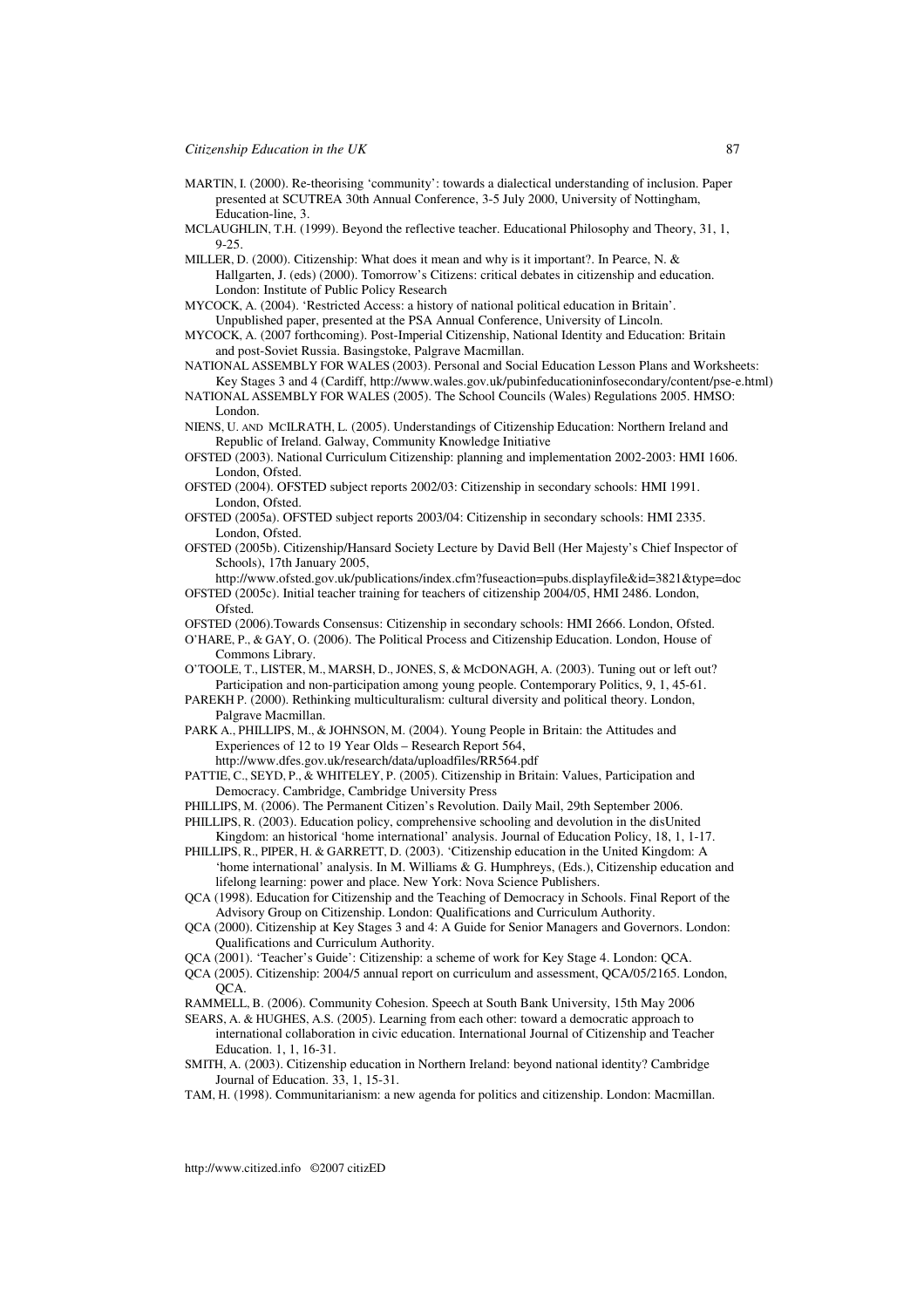MARTIN, I. (2000). Re-theorising 'community': towards a dialectical understanding of inclusion. Paper presented at SCUTREA 30th Annual Conference, 3-5 July 2000, University of Nottingham, Education-line, 3.

MCLAUGHLIN, T.H. (1999). Beyond the reflective teacher. Educational Philosophy and Theory, 31, 1, 9-25.

MILLER, D. (2000). Citizenship: What does it mean and why is it important?. In Pearce, N. & Hallgarten, J. (eds) (2000). Tomorrow's Citizens: critical debates in citizenship and education. London: Institute of Public Policy Research

MYCOCK, A. (2004). 'Restricted Access: a history of national political education in Britain'. Unpublished paper, presented at the PSA Annual Conference, University of Lincoln.

MYCOCK, A. (2007 forthcoming). Post-Imperial Citizenship, National Identity and Education: Britain and post-Soviet Russia. Basingstoke, Palgrave Macmillan.

NATIONAL ASSEMBLY FOR WALES (2003). Personal and Social Education Lesson Plans and Worksheets: Key Stages 3 and 4 (Cardiff, http://www.wales.gov.uk/pubinfeducationinfosecondary/content/pse-e.html)

NATIONAL ASSEMBLY FOR WALES (2005). The School Councils (Wales) Regulations 2005. HMSO: London.

NIENS, U. AND MCILRATH, L. (2005). Understandings of Citizenship Education: Northern Ireland and Republic of Ireland. Galway, Community Knowledge Initiative

OFSTED (2003). National Curriculum Citizenship: planning and implementation 2002-2003: HMI 1606. London, Ofsted.

OFSTED (2004). OFSTED subject reports 2002/03: Citizenship in secondary schools: HMI 1991. London, Ofsted.

OFSTED (2005a). OFSTED subject reports 2003/04: Citizenship in secondary schools: HMI 2335. London, Ofsted.

OFSTED (2005b). Citizenship/Hansard Society Lecture by David Bell (Her Majesty's Chief Inspector of Schools), 17th January 2005, http://www.ofsted.gov.uk/publications/index.cfm?fuseaction=pubs.displayfile&id=3821&type=doc

OFSTED (2005c). Initial teacher training for teachers of citizenship 2004/05, HMI 2486. London, Ofsted.

OFSTED (2006).Towards Consensus: Citizenship in secondary schools: HMI 2666. London, Ofsted.

O'HARE, P., & GAY, O. (2006). The Political Process and Citizenship Education. London, House of Commons Library.

O'TOOLE, T., LISTER, M., MARSH, D., JONES, S, & MCDONAGH, A. (2003). Tuning out or left out? Participation and non-participation among young people. Contemporary Politics, 9, 1, 45-61.

PAREKH P. (2000). Rethinking multiculturalism: cultural diversity and political theory. London, Palgrave Macmillan.

PARK A., PHILLIPS, M., & JOHNSON, M. (2004). Young People in Britain: the Attitudes and Experiences of 12 to 19 Year Olds – Research Report 564, http://www.dfes.gov.uk/research/data/uploadfiles/RR564.pdf

PATTIE, C., SEYD, P., & WHITELEY, P. (2005). Citizenship in Britain: Values, Participation and Democracy. Cambridge, Cambridge University Press

PHILLIPS, M. (2006). The Permanent Citizen's Revolution. Daily Mail, 29th September 2006.

PHILLIPS, R. (2003). Education policy, comprehensive schooling and devolution in the disUnited Kingdom: an historical 'home international' analysis. Journal of Education Policy, 18, 1, 1-17.

PHILLIPS, R., PIPER, H. & GARRETT, D. (2003). 'Citizenship education in the United Kingdom: A 'home international' analysis. In M. Williams & G. Humphreys, (Eds.), Citizenship education and lifelong learning: power and place. New York: Nova Science Publishers.

QCA (1998). Education for Citizenship and the Teaching of Democracy in Schools. Final Report of the Advisory Group on Citizenship. London: Qualifications and Curriculum Authority.

QCA (2000). Citizenship at Key Stages 3 and 4: A Guide for Senior Managers and Governors. London: Qualifications and Curriculum Authority.

QCA (2001). 'Teacher's Guide': Citizenship: a scheme of work for Key Stage 4. London: QCA.

QCA (2005). Citizenship: 2004/5 annual report on curriculum and assessment, QCA/05/2165. London, QCA.

RAMMELL, B. (2006). Community Cohesion. Speech at South Bank University, 15th May 2006

SEARS, A. & HUGHES, A.S. (2005). Learning from each other: toward a democratic approach to international collaboration in civic education. International Journal of Citizenship and Teacher Education. 1, 1, 16-31.

SMITH, A. (2003). Citizenship education in Northern Ireland: beyond national identity? Cambridge Journal of Education. 33, 1, 15-31.

TAM, H. (1998). Communitarianism: a new agenda for politics and citizenship. London: Macmillan.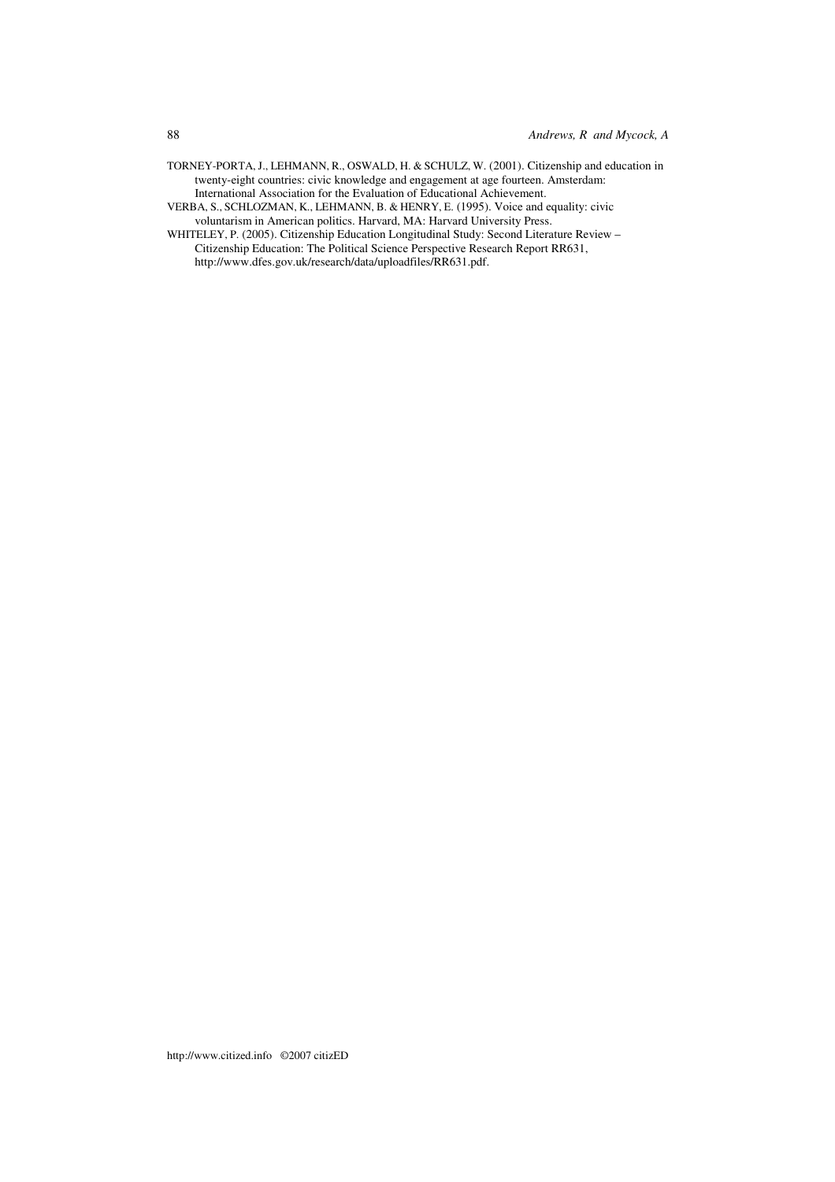TORNEY-PORTA, J., LEHMANN, R., OSWALD, H. & SCHULZ, W. (2001). Citizenship and education in twenty-eight countries: civic knowledge and engagement at age fourteen. Amsterdam: International Association for the Evaluation of Educational Achievement.

VERBA, S., SCHLOZMAN, K., LEHMANN, B. & HENRY, E. (1995). Voice and equality: civic voluntarism in American politics. Harvard, MA: Harvard University Press.

WHITELEY, P. (2005). Citizenship Education Longitudinal Study: Second Literature Review – Citizenship Education: The Political Science Perspective Research Report RR631, http://www.dfes.gov.uk/research/data/uploadfiles/RR631.pdf.